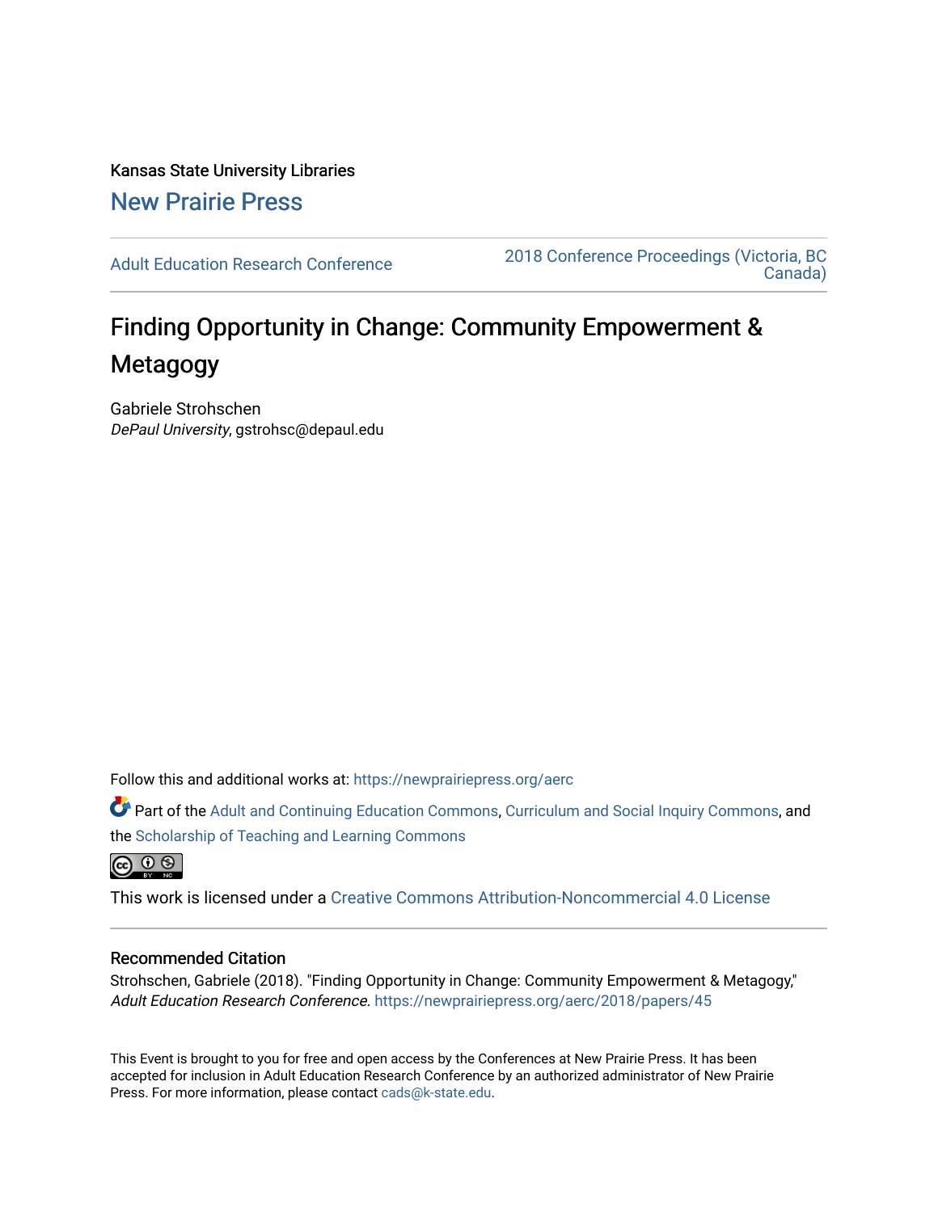Kansas State University Libraries

New Prairie Press

Adult Education Research Conference

2018 Conference Proceedings (Victoria, BC Canada)

# Finding Opportunity in Change: Community Empowerment & Metagogy

Gabriele Strohschen
*DePaul University*, gstrohsc@depaul.edu

Follow this and additional works at: https://newprairiepress.org/aerc

Part of the Adult and Continuing Education Commons, Curriculum and Social Inquiry Commons, and the Scholarship of Teaching and Learning Commons

This work is licensed under a Creative Commons Attribution-Noncommercial 4.0 License

## Recommended Citation

Strohschen, Gabriele (2018). "Finding Opportunity in Change: Community Empowerment & Metagogy," *Adult Education Research Conference*. https://newprairiepress.org/aerc/2018/papers/45

This Event is brought to you for free and open access by the Conferences at New Prairie Press. It has been accepted for inclusion in Adult Education Research Conference by an authorized administrator of New Prairie Press. For more information, please contact cads@k-state.edu.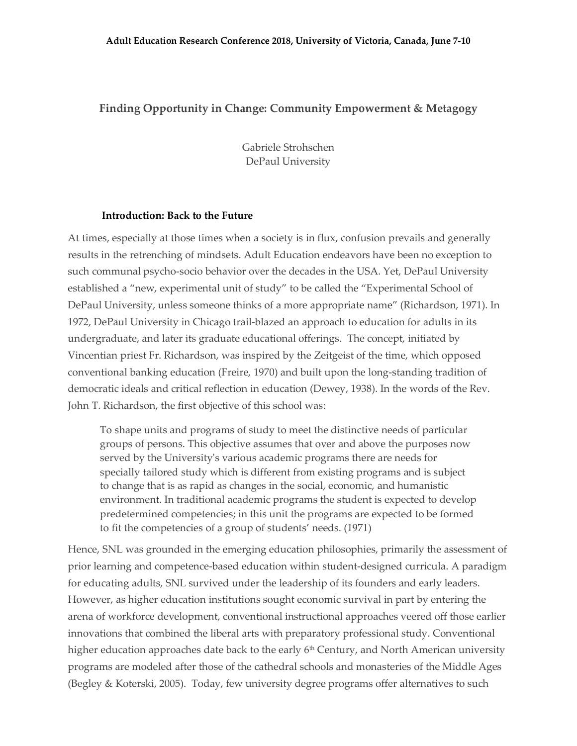## Finding Opportunity in Change: Community Empowerment & Metagogy

Gabriele Strohschen
DePaul University

### Introduction: Back to the Future

At times, especially at those times when a society is in flux, confusion prevails and generally results in the retrenching of mindsets. Adult Education endeavors have been no exception to such communal psycho-socio behavior over the decades in the USA. Yet, DePaul University established a "new, experimental unit of study" to be called the "Experimental School of DePaul University, unless someone thinks of a more appropriate name" (Richardson, 1971). In 1972, DePaul University in Chicago trail-blazed an approach to education for adults in its undergraduate, and later its graduate educational offerings. The concept, initiated by Vincentian priest Fr. Richardson, was inspired by the Zeitgeist of the time, which opposed conventional banking education (Freire, 1970) and built upon the long-standing tradition of democratic ideals and critical reflection in education (Dewey, 1938). In the words of the Rev. John T. Richardson, the first objective of this school was:

> To shape units and programs of study to meet the distinctive needs of particular groups of persons. This objective assumes that over and above the purposes now served by the University's various academic programs there are needs for specially tailored study which is different from existing programs and is subject to change that is as rapid as changes in the social, economic, and humanistic environment. In traditional academic programs the student is expected to develop predetermined competencies; in this unit the programs are expected to be formed to fit the competencies of a group of students' needs. (1971)

Hence, SNL was grounded in the emerging education philosophies, primarily the assessment of prior learning and competence-based education within student-designed curricula. A paradigm for educating adults, SNL survived under the leadership of its founders and early leaders. However, as higher education institutions sought economic survival in part by entering the arena of workforce development, conventional instructional approaches veered off those earlier innovations that combined the liberal arts with preparatory professional study. Conventional higher education approaches date back to the early 6th Century, and North American university programs are modeled after those of the cathedral schools and monasteries of the Middle Ages (Begley & Koterski, 2005). Today, few university degree programs offer alternatives to such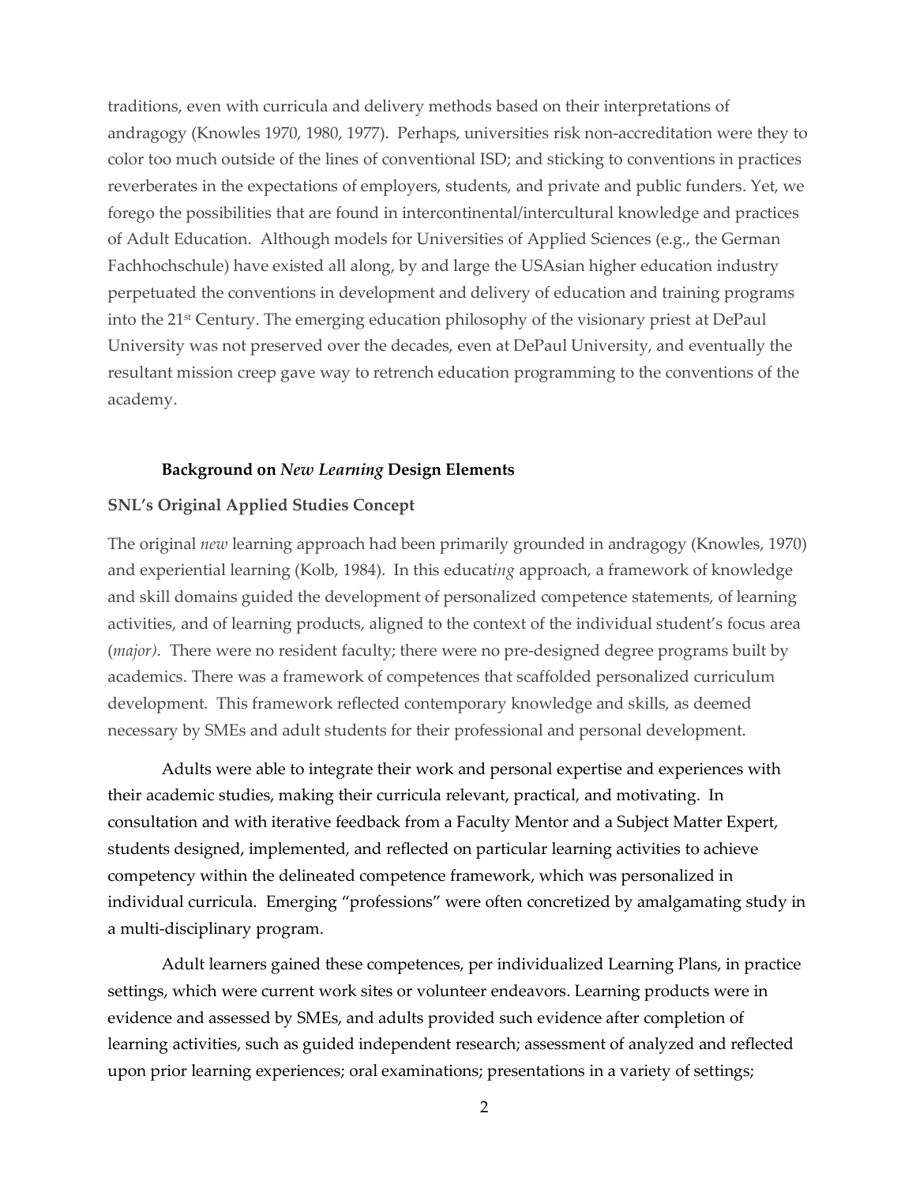traditions, even with curricula and delivery methods based on their interpretations of andragogy (Knowles 1970, 1980, 1977). Perhaps, universities risk non-accreditation were they to color too much outside of the lines of conventional ISD; and sticking to conventions in practices reverberates in the expectations of employers, students, and private and public funders. Yet, we forego the possibilities that are found in intercontinental/intercultural knowledge and practices of Adult Education. Although models for Universities of Applied Sciences (e.g., the German Fachhochschule) have existed all along, by and large the USAsian higher education industry perpetuated the conventions in development and delivery of education and training programs into the 21st Century. The emerging education philosophy of the visionary priest at DePaul University was not preserved over the decades, even at DePaul University, and eventually the resultant mission creep gave way to retrench education programming to the conventions of the academy.

## Background on *New Learning* Design Elements

### SNL's Original Applied Studies Concept

The original *new* learning approach had been primarily grounded in andragogy (Knowles, 1970) and experiential learning (Kolb, 1984). In this educat*ing* approach, a framework of knowledge and skill domains guided the development of personalized competence statements, of learning activities, and of learning products, aligned to the context of the individual student's focus area (*major)*. There were no resident faculty; there were no pre-designed degree programs built by academics. There was a framework of competences that scaffolded personalized curriculum development. This framework reflected contemporary knowledge and skills, as deemed necessary by SMEs and adult students for their professional and personal development.

Adults were able to integrate their work and personal expertise and experiences with their academic studies, making their curricula relevant, practical, and motivating. In consultation and with iterative feedback from a Faculty Mentor and a Subject Matter Expert, students designed, implemented, and reflected on particular learning activities to achieve competency within the delineated competence framework, which was personalized in individual curricula. Emerging "professions" were often concretized by amalgamating study in a multi-disciplinary program.

Adult learners gained these competences, per individualized Learning Plans, in practice settings, which were current work sites or volunteer endeavors. Learning products were in evidence and assessed by SMEs, and adults provided such evidence after completion of learning activities, such as guided independent research; assessment of analyzed and reflected upon prior learning experiences; oral examinations; presentations in a variety of settings;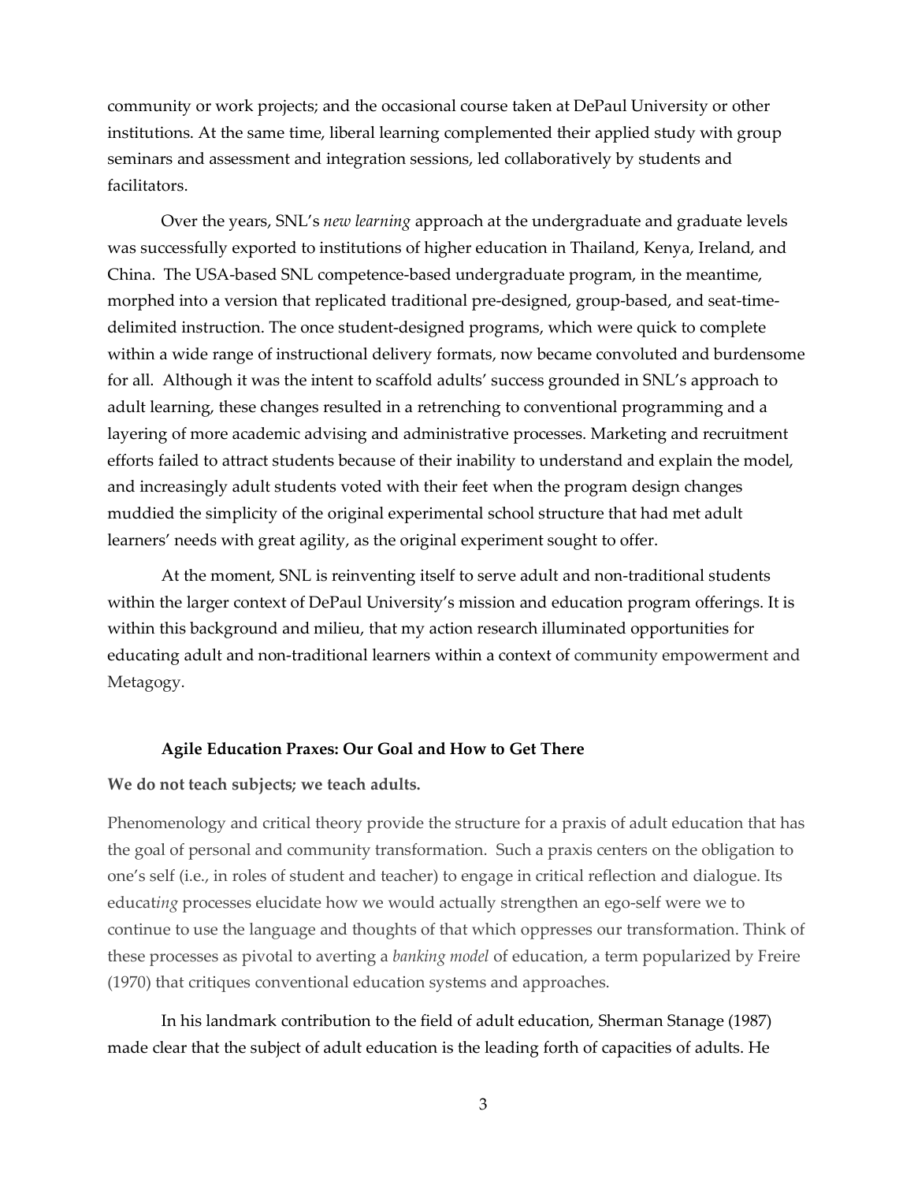community or work projects; and the occasional course taken at DePaul University or other institutions. At the same time, liberal learning complemented their applied study with group seminars and assessment and integration sessions, led collaboratively by students and facilitators.

Over the years, SNL's *new learning* approach at the undergraduate and graduate levels was successfully exported to institutions of higher education in Thailand, Kenya, Ireland, and China. The USA-based SNL competence-based undergraduate program, in the meantime, morphed into a version that replicated traditional pre-designed, group-based, and seat-time-delimited instruction. The once student-designed programs, which were quick to complete within a wide range of instructional delivery formats, now became convoluted and burdensome for all. Although it was the intent to scaffold adults' success grounded in SNL's approach to adult learning, these changes resulted in a retrenching to conventional programming and a layering of more academic advising and administrative processes. Marketing and recruitment efforts failed to attract students because of their inability to understand and explain the model, and increasingly adult students voted with their feet when the program design changes muddied the simplicity of the original experimental school structure that had met adult learners' needs with great agility, as the original experiment sought to offer.

At the moment, SNL is reinventing itself to serve adult and non-traditional students within the larger context of DePaul University's mission and education program offerings. It is within this background and milieu, that my action research illuminated opportunities for educating adult and non-traditional learners within a context of community empowerment and Metagogy.

## Agile Education Praxes: Our Goal and How to Get There

**We do not teach subjects; we teach adults.**

Phenomenology and critical theory provide the structure for a praxis of adult education that has the goal of personal and community transformation. Such a praxis centers on the obligation to one's self (i.e., in roles of student and teacher) to engage in critical reflection and dialogue. Its educat*ing* processes elucidate how we would actually strengthen an ego-self were we to continue to use the language and thoughts of that which oppresses our transformation. Think of these processes as pivotal to averting a *banking model* of education, a term popularized by Freire (1970) that critiques conventional education systems and approaches.

In his landmark contribution to the field of adult education, Sherman Stanage (1987) made clear that the subject of adult education is the leading forth of capacities of adults. He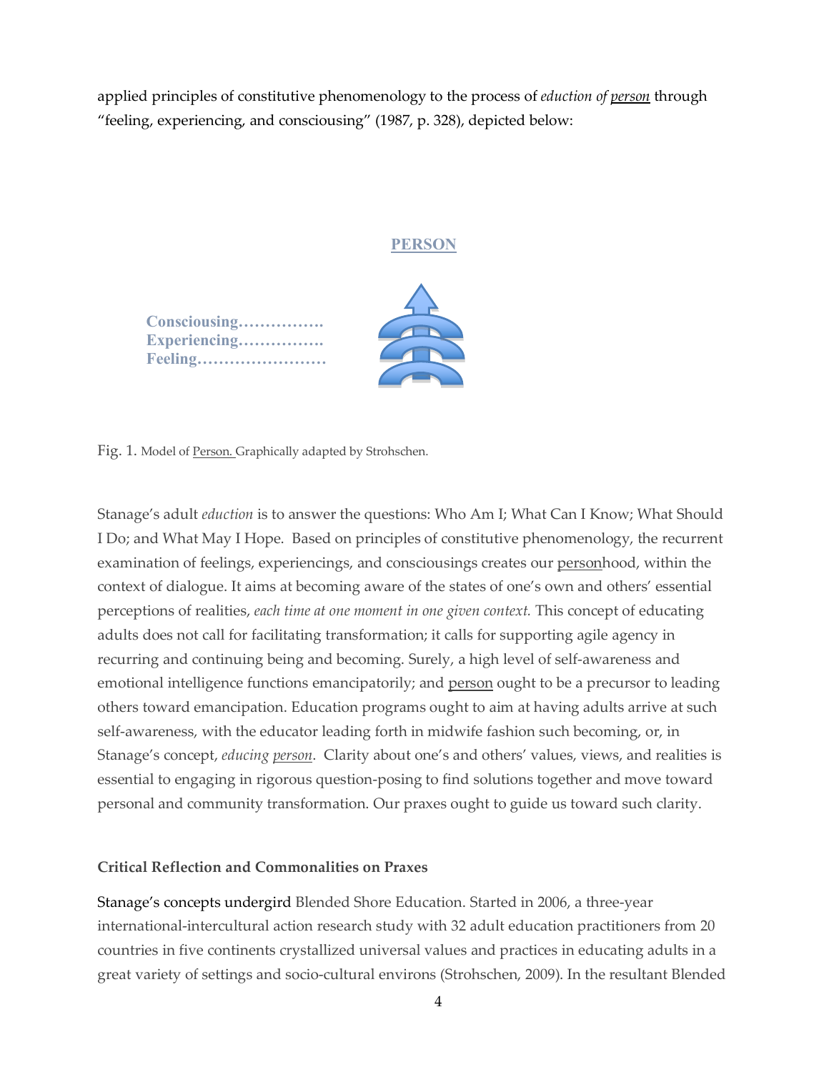applied principles of constitutive phenomenology to the process of *eduction of* <u>*person*</u> through "feeling, experiencing, and consciousing" (1987, p. 328), depicted below:

**PERSON**

**Consciousing…………….**
**Experiencing…………….**
**Feeling……………………**

Fig. 1. Model of <u>Person.</u> Graphically adapted by Strohschen.

Stanage's adult *eduction* is to answer the questions: Who Am I; What Can I Know; What Should I Do; and What May I Hope. Based on principles of constitutive phenomenology, the recurrent examination of feelings, experiencings, and consciousings creates our <u>person</u>hood, within the context of dialogue. It aims at becoming aware of the states of one's own and others' essential perceptions of realities, *each time at one moment in one given context.* This concept of educating adults does not call for facilitating transformation; it calls for supporting agile agency in recurring and continuing being and becoming. Surely, a high level of self-awareness and emotional intelligence functions emancipatorily; and <u>person</u> ought to be a precursor to leading others toward emancipation. Education programs ought to aim at having adults arrive at such self-awareness, with the educator leading forth in midwife fashion such becoming, or, in Stanage's concept, *educing* <u>*person*</u>. Clarity about one's and others' values, views, and realities is essential to engaging in rigorous question-posing to find solutions together and move toward personal and community transformation. Our praxes ought to guide us toward such clarity.

### Critical Reflection and Commonalities on Praxes

Stanage's concepts undergird Blended Shore Education. Started in 2006, a three-year international-intercultural action research study with 32 adult education practitioners from 20 countries in five continents crystallized universal values and practices in educating adults in a great variety of settings and socio-cultural environs (Strohschen, 2009). In the resultant Blended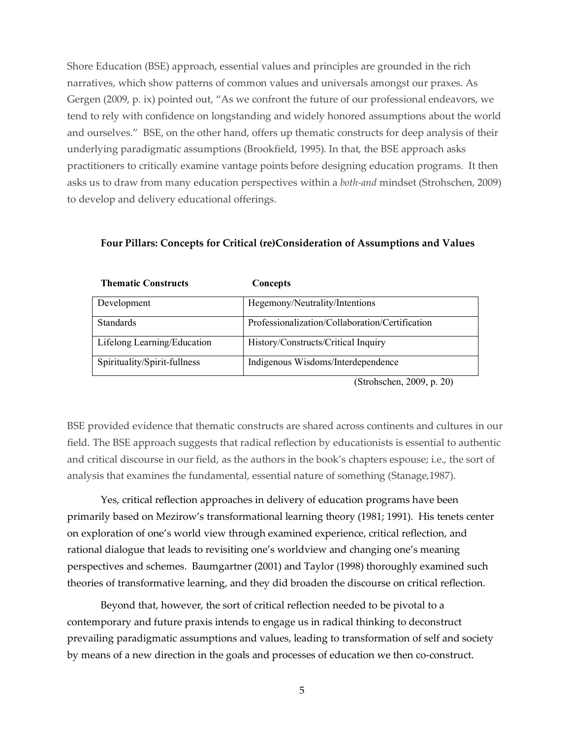Shore Education (BSE) approach, essential values and principles are grounded in the rich narratives, which show patterns of common values and universals amongst our praxes. As Gergen (2009, p. ix) pointed out, "As we confront the future of our professional endeavors, we tend to rely with confidence on longstanding and widely honored assumptions about the world and ourselves." BSE, on the other hand, offers up thematic constructs for deep analysis of their underlying paradigmatic assumptions (Brookfield, 1995). In that, the BSE approach asks practitioners to critically examine vantage points before designing education programs. It then asks us to draw from many education perspectives within a *both-and* mindset (Strohschen, 2009) to develop and delivery educational offerings.

**Four Pillars: Concepts for Critical (re)Consideration of Assumptions and Values**

| Thematic Constructs | Concepts |
|---|---|
| Development | Hegemony/Neutrality/Intentions |
| Standards | Professionalization/Collaboration/Certification |
| Lifelong Learning/Education | History/Constructs/Critical Inquiry |
| Spirituality/Spirit-fullness | Indigenous Wisdoms/Interdependence |

(Strohschen, 2009, p. 20)

BSE provided evidence that thematic constructs are shared across continents and cultures in our field. The BSE approach suggests that radical reflection by educationists is essential to authentic and critical discourse in our field, as the authors in the book's chapters espouse; i.e., the sort of analysis that examines the fundamental, essential nature of something (Stanage,1987).

Yes, critical reflection approaches in delivery of education programs have been primarily based on Mezirow's transformational learning theory (1981; 1991). His tenets center on exploration of one's world view through examined experience, critical reflection, and rational dialogue that leads to revisiting one's worldview and changing one's meaning perspectives and schemes. Baumgartner (2001) and Taylor (1998) thoroughly examined such theories of transformative learning, and they did broaden the discourse on critical reflection.

Beyond that, however, the sort of critical reflection needed to be pivotal to a contemporary and future praxis intends to engage us in radical thinking to deconstruct prevailing paradigmatic assumptions and values, leading to transformation of self and society by means of a new direction in the goals and processes of education we then co-construct.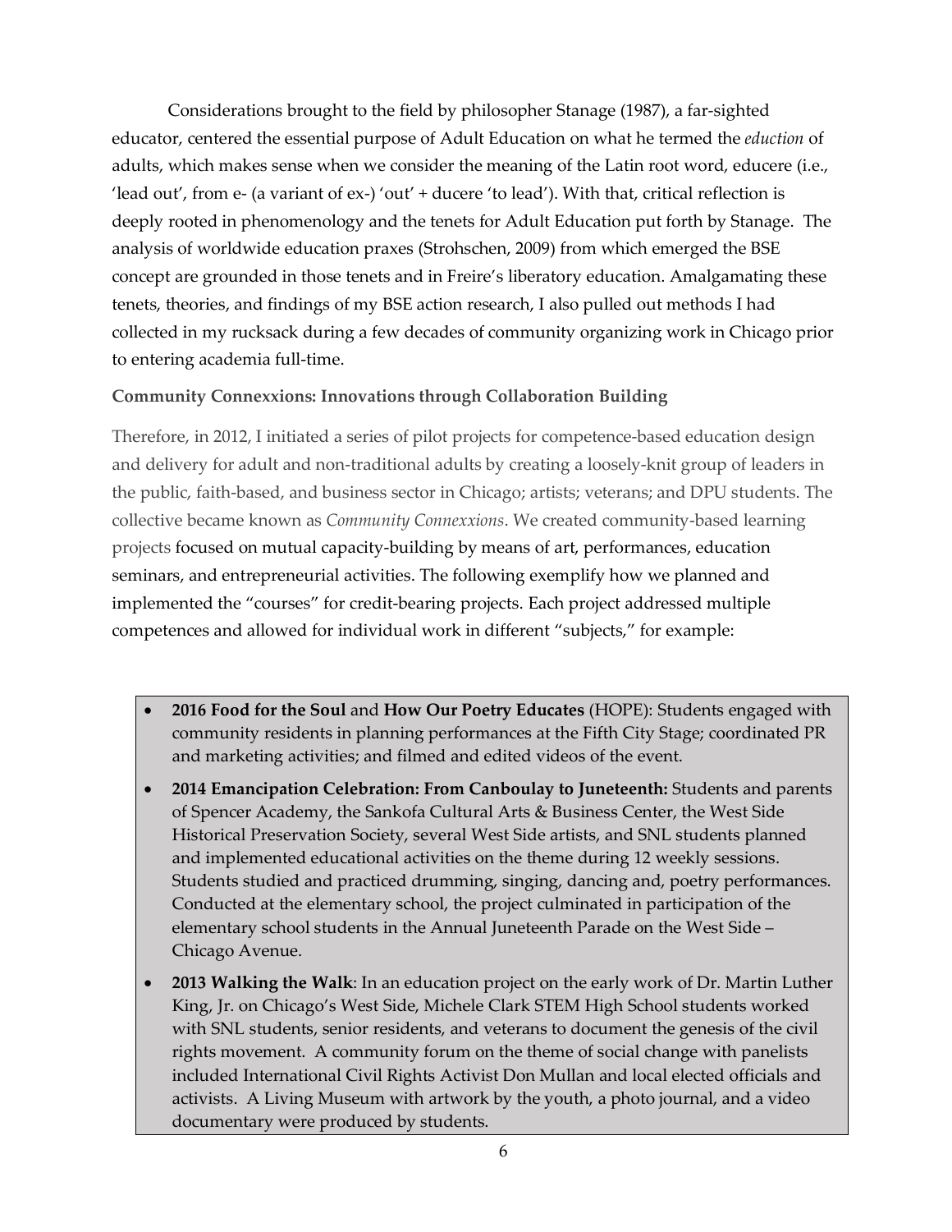Considerations brought to the field by philosopher Stanage (1987), a far-sighted educator, centered the essential purpose of Adult Education on what he termed the *eduction* of adults, which makes sense when we consider the meaning of the Latin root word, educere (i.e., 'lead out', from e- (a variant of ex-) 'out' + ducere 'to lead'). With that, critical reflection is deeply rooted in phenomenology and the tenets for Adult Education put forth by Stanage. The analysis of worldwide education praxes (Strohschen, 2009) from which emerged the BSE concept are grounded in those tenets and in Freire's liberatory education. Amalgamating these tenets, theories, and findings of my BSE action research, I also pulled out methods I had collected in my rucksack during a few decades of community organizing work in Chicago prior to entering academia full-time.

### Community Connexxions: Innovations through Collaboration Building

Therefore, in 2012, I initiated a series of pilot projects for competence-based education design and delivery for adult and non-traditional adults by creating a loosely-knit group of leaders in the public, faith-based, and business sector in Chicago; artists; veterans; and DPU students. The collective became known as *Community Connexxions*. We created community-based learning projects focused on mutual capacity-building by means of art, performances, education seminars, and entrepreneurial activities. The following exemplify how we planned and implemented the "courses" for credit-bearing projects. Each project addressed multiple competences and allowed for individual work in different "subjects," for example:

- **2016 Food for the Soul** and **How Our Poetry Educates** (HOPE): Students engaged with community residents in planning performances at the Fifth City Stage; coordinated PR and marketing activities; and filmed and edited videos of the event.
- **2014 Emancipation Celebration: From Canboulay to Juneteenth:** Students and parents of Spencer Academy, the Sankofa Cultural Arts & Business Center, the West Side Historical Preservation Society, several West Side artists, and SNL students planned and implemented educational activities on the theme during 12 weekly sessions. Students studied and practiced drumming, singing, dancing and, poetry performances. Conducted at the elementary school, the project culminated in participation of the elementary school students in the Annual Juneteenth Parade on the West Side – Chicago Avenue.
- **2013 Walking the Walk**: In an education project on the early work of Dr. Martin Luther King, Jr. on Chicago's West Side, Michele Clark STEM High School students worked with SNL students, senior residents, and veterans to document the genesis of the civil rights movement. A community forum on the theme of social change with panelists included International Civil Rights Activist Don Mullan and local elected officials and activists. A Living Museum with artwork by the youth, a photo journal, and a video documentary were produced by students.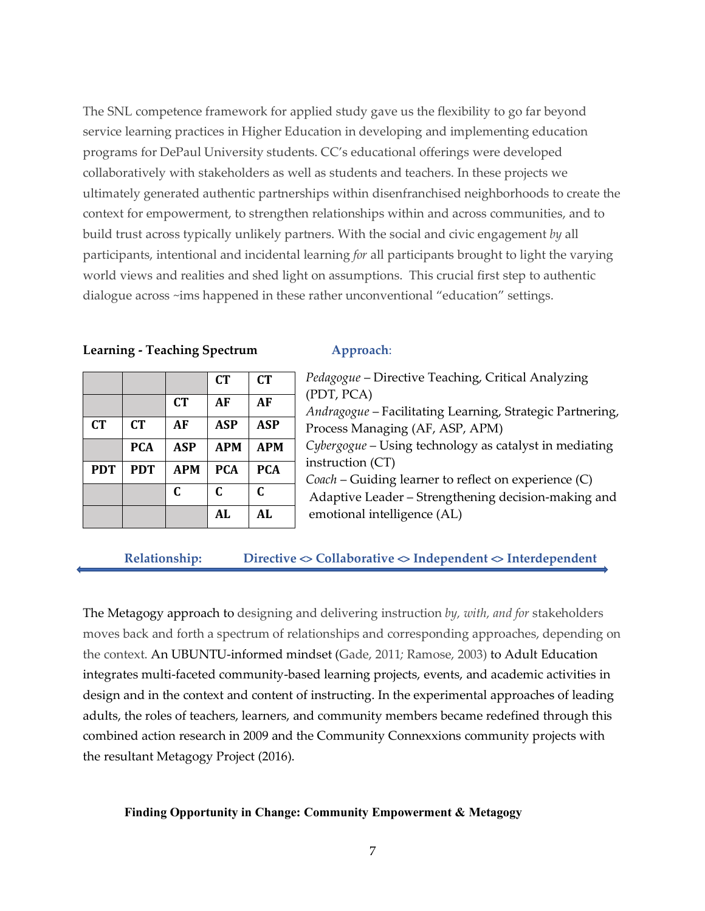The SNL competence framework for applied study gave us the flexibility to go far beyond service learning practices in Higher Education in developing and implementing education programs for DePaul University students. CC's educational offerings were developed collaboratively with stakeholders as well as students and teachers. In these projects we ultimately generated authentic partnerships within disenfranchised neighborhoods to create the context for empowerment, to strengthen relationships within and across communities, and to build trust across typically unlikely partners. With the social and civic engagement *by* all participants, intentional and incidental learning *for* all participants brought to light the varying world views and realities and shed light on assumptions. This crucial first step to authentic dialogue across ~ims happened in these rather unconventional "education" settings.

**Learning - Teaching Spectrum**

| | | | | |
|---|---|---|---|---|
| | | | **CT** | **CT** |
| | | **CT** | **AF** | **AF** |
| **CT** | **CT** | **AF** | **ASP** | **ASP** |
| | **PCA** | **ASP** | **APM** | **APM** |
| **PDT** | **PDT** | **APM** | **PCA** | **PCA** |
| | | **C** | **C** | **C** |
| | | | **AL** | **AL** |

**Approach**:

*Pedagogue* – Directive Teaching, Critical Analyzing (PDT, PCA)
*Andragogue* – Facilitating Learning, Strategic Partnering, Process Managing (AF, ASP, APM)
*Cybergogue* – Using technology as catalyst in mediating instruction (CT)
*Coach* – Guiding learner to reflect on experience (C)
Adaptive Leader – Strengthening decision-making and emotional intelligence (AL)

**Relationship: Directive <> Collaborative <> Independent <> Interdependent**

The Metagogy approach to designing and delivering instruction *by, with, and for* stakeholders moves back and forth a spectrum of relationships and corresponding approaches, depending on the context. An UBUNTU-informed mindset (Gade, 2011; Ramose, 2003) to Adult Education integrates multi-faceted community-based learning projects, events, and academic activities in design and in the context and content of instructing. In the experimental approaches of leading adults, the roles of teachers, learners, and community members became redefined through this combined action research in 2009 and the Community Connexxions community projects with the resultant Metagogy Project (2016).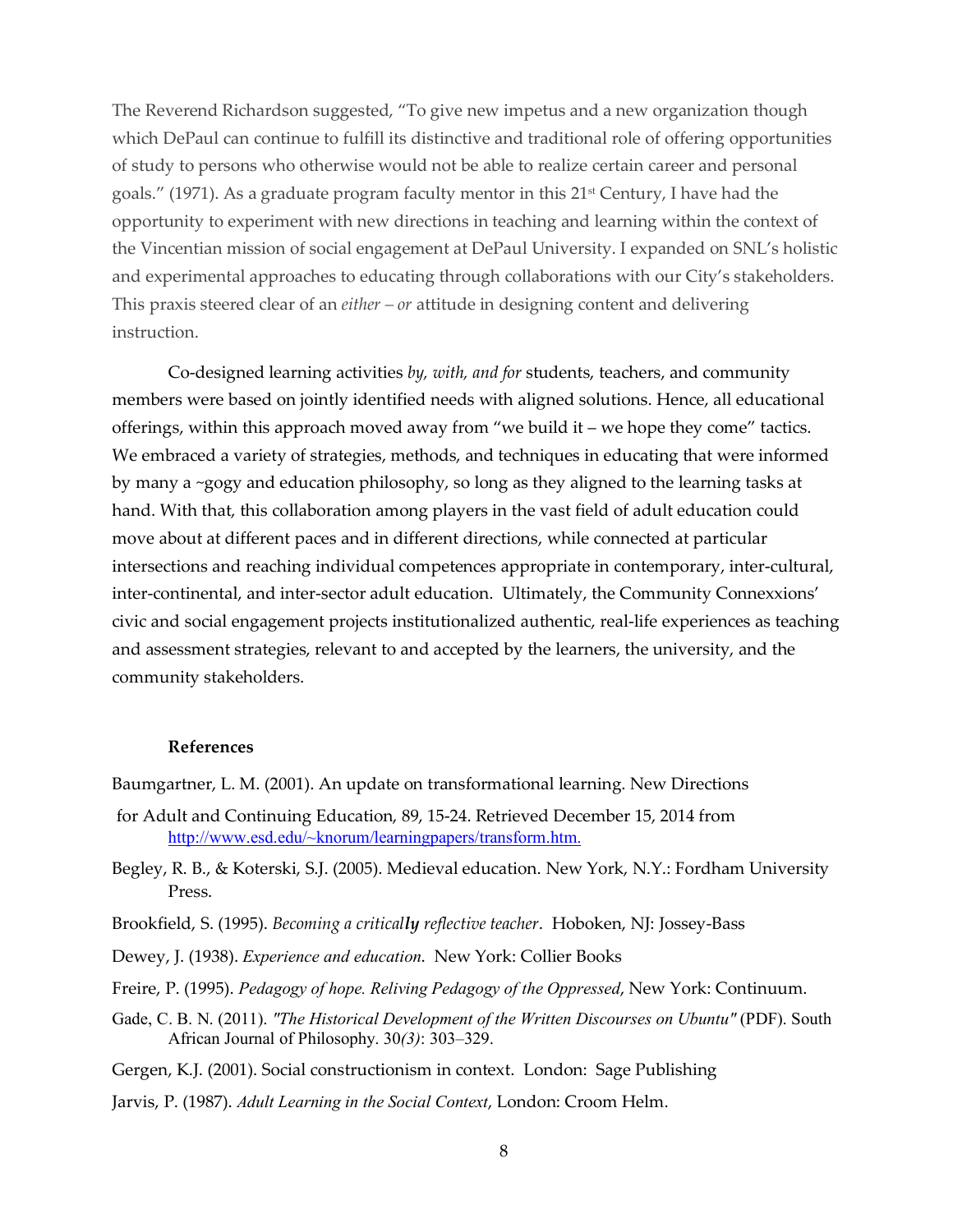The Reverend Richardson suggested, "To give new impetus and a new organization though which DePaul can continue to fulfill its distinctive and traditional role of offering opportunities of study to persons who otherwise would not be able to realize certain career and personal goals." (1971). As a graduate program faculty mentor in this 21st Century, I have had the opportunity to experiment with new directions in teaching and learning within the context of the Vincentian mission of social engagement at DePaul University. I expanded on SNL's holistic and experimental approaches to educating through collaborations with our City's stakeholders. This praxis steered clear of an *either – or* attitude in designing content and delivering instruction.

Co-designed learning activities *by, with, and for* students, teachers, and community members were based on jointly identified needs with aligned solutions. Hence, all educational offerings, within this approach moved away from "we build it – we hope they come" tactics. We embraced a variety of strategies, methods, and techniques in educating that were informed by many a ~gogy and education philosophy, so long as they aligned to the learning tasks at hand. With that, this collaboration among players in the vast field of adult education could move about at different paces and in different directions, while connected at particular intersections and reaching individual competences appropriate in contemporary, inter-cultural, inter-continental, and inter-sector adult education. Ultimately, the Community Connexxions' civic and social engagement projects institutionalized authentic, real-life experiences as teaching and assessment strategies, relevant to and accepted by the learners, the university, and the community stakeholders.

### References

Baumgartner, L. M. (2001). An update on transformational learning. New Directions for Adult and Continuing Education, 89, 15-24. Retrieved December 15, 2014 from http://www.esd.edu/~knorum/learningpapers/transform.htm.

Begley, R. B., & Koterski, S.J. (2005). Medieval education. New York, N.Y.: Fordham University Press.

Brookfield, S. (1995). *Becoming a critical**ly** reflective teacher*. Hoboken, NJ: Jossey-Bass

Dewey, J. (1938). *Experience and education*. New York: Collier Books

Freire, P. (1995). *Pedagogy of hope. Reliving Pedagogy of the Oppressed*, New York: Continuum.

Gade, C. B. N. (2011). *"The Historical Development of the Written Discourses on Ubuntu"* (PDF). South African Journal of Philosophy. 30*(3)*: 303–329.

Gergen, K.J. (2001). Social constructionism in context. London: Sage Publishing

Jarvis, P. (1987). *Adult Learning in the Social Context*, London: Croom Helm.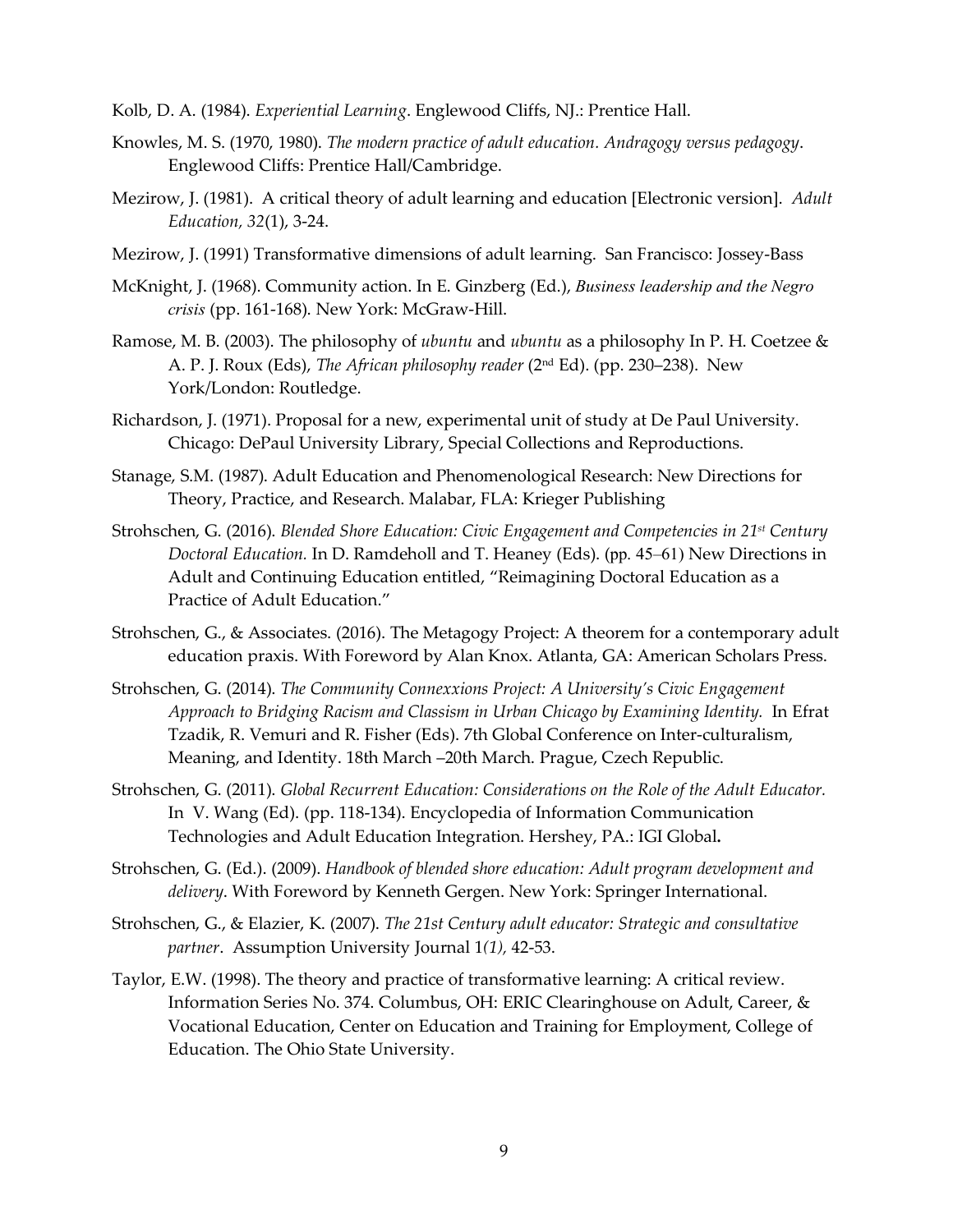Kolb, D. A. (1984). *Experiential Learning*. Englewood Cliffs, NJ.: Prentice Hall.

Knowles, M. S. (1970, 1980). *The modern practice of adult education. Andragogy versus pedagogy*. Englewood Cliffs: Prentice Hall/Cambridge.

Mezirow, J. (1981). A critical theory of adult learning and education [Electronic version]. *Adult Education, 32*(1), 3-24.

Mezirow, J. (1991) Transformative dimensions of adult learning. San Francisco: Jossey-Bass

McKnight, J. (1968). Community action. In E. Ginzberg (Ed.), *Business leadership and the Negro crisis* (pp. 161-168). New York: McGraw-Hill.

Ramose, M. B. (2003). The philosophy of *ubuntu* and *ubuntu* as a philosophy In P. H. Coetzee & A. P. J. Roux (Eds), *The African philosophy reader* (2nd Ed). (pp. 230–238). New York/London: Routledge.

Richardson, J. (1971). Proposal for a new, experimental unit of study at De Paul University. Chicago: DePaul University Library, Special Collections and Reproductions.

Stanage, S.M. (1987). Adult Education and Phenomenological Research: New Directions for Theory, Practice, and Research. Malabar, FLA: Krieger Publishing

Strohschen, G. (2016). *Blended Shore Education: Civic Engagement and Competencies in 21st Century Doctoral Education.* In D. Ramdeholl and T. Heaney (Eds). (pp. 45–61) New Directions in Adult and Continuing Education entitled, "Reimagining Doctoral Education as a Practice of Adult Education."

Strohschen, G., & Associates. (2016). The Metagogy Project: A theorem for a contemporary adult education praxis. With Foreword by Alan Knox. Atlanta, GA: American Scholars Press.

Strohschen, G. (2014). *The Community Connexxions Project: A University's Civic Engagement Approach to Bridging Racism and Classism in Urban Chicago by Examining Identity.* In Efrat Tzadik, R. Vemuri and R. Fisher (Eds). 7th Global Conference on Inter-culturalism, Meaning, and Identity. 18th March –20th March. Prague, Czech Republic.

Strohschen, G. (2011). *Global Recurrent Education: Considerations on the Role of the Adult Educator.* In V. Wang (Ed). (pp. 118-134). Encyclopedia of Information Communication Technologies and Adult Education Integration. Hershey, PA.: IGI Global**.**

Strohschen, G. (Ed.). (2009). *Handbook of blended shore education: Adult program development and delivery*. With Foreword by Kenneth Gergen. New York: Springer International.

Strohschen, G., & Elazier, K. (2007). *The 21st Century adult educator: Strategic and consultative partner*. Assumption University Journal 1*(1),* 42-53.

Taylor, E.W. (1998). The theory and practice of transformative learning: A critical review. Information Series No. 374. Columbus, OH: ERIC Clearinghouse on Adult, Career, & Vocational Education, Center on Education and Training for Employment, College of Education. The Ohio State University.